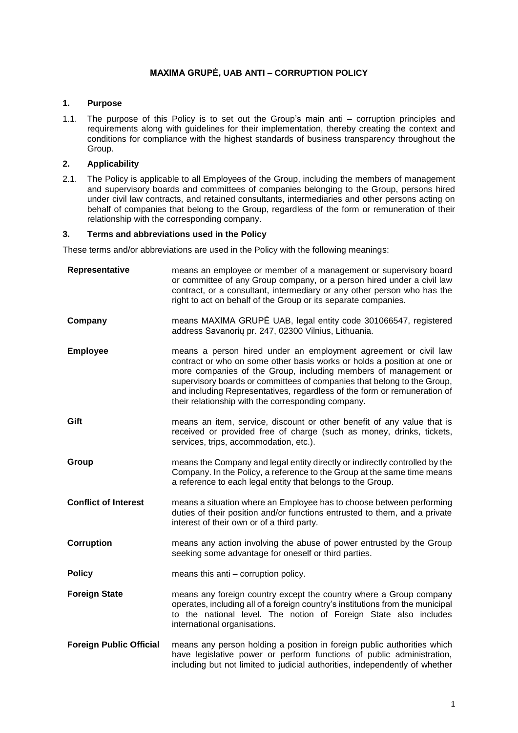# MAXIMA GRUPĖ, UAB ANTI – CORRUPTION POLICY

## 1. Purpose

1.1. The purpose of this Policy is to set out the Group's main anti – corruption principles and requirements along with guidelines for their implementation, thereby creating the context and conditions for compliance with the highest standards of business transparency throughout the Group.

## 2. Applicability

2.1. The Policy is applicable to all Employees of the Group, including the members of management and supervisory boards and committees of companies belonging to the Group, persons hired under civil law contracts, and retained consultants, intermediaries and other persons acting on behalf of companies that belong to the Group, regardless of the form or remuneration of their relationship with the corresponding company.

## 3. Terms and abbreviations used in the Policy

These terms and/or abbreviations are used in the Policy with the following meanings:

| | |
|---|---|
| **Representative** | means an employee or member of a management or supervisory board or committee of any Group company, or a person hired under a civil law contract, or a consultant, intermediary or any other person who has the right to act on behalf of the Group or its separate companies. |
| **Company** | means MAXIMA GRUPĖ UAB, legal entity code 301066547, registered address Savanorių pr. 247, 02300 Vilnius, Lithuania. |
| **Employee** | means a person hired under an employment agreement or civil law contract or who on some other basis works or holds a position at one or more companies of the Group, including members of management or supervisory boards or committees of companies that belong to the Group, and including Representatives, regardless of the form or remuneration of their relationship with the corresponding company. |
| **Gift** | means an item, service, discount or other benefit of any value that is received or provided free of charge (such as money, drinks, tickets, services, trips, accommodation, etc.). |
| **Group** | means the Company and legal entity directly or indirectly controlled by the Company. In the Policy, a reference to the Group at the same time means a reference to each legal entity that belongs to the Group. |
| **Conflict of Interest** | means a situation where an Employee has to choose between performing duties of their position and/or functions entrusted to them, and a private interest of their own or of a third party. |
| **Corruption** | means any action involving the abuse of power entrusted by the Group seeking some advantage for oneself or third parties. |
| **Policy** | means this anti – corruption policy. |
| **Foreign State** | means any foreign country except the country where a Group company operates, including all of a foreign country's institutions from the municipal to the national level. The notion of Foreign State also includes international organisations. |
| **Foreign Public Official** | means any person holding a position in foreign public authorities which have legislative power or perform functions of public administration, including but not limited to judicial authorities, independently of whether |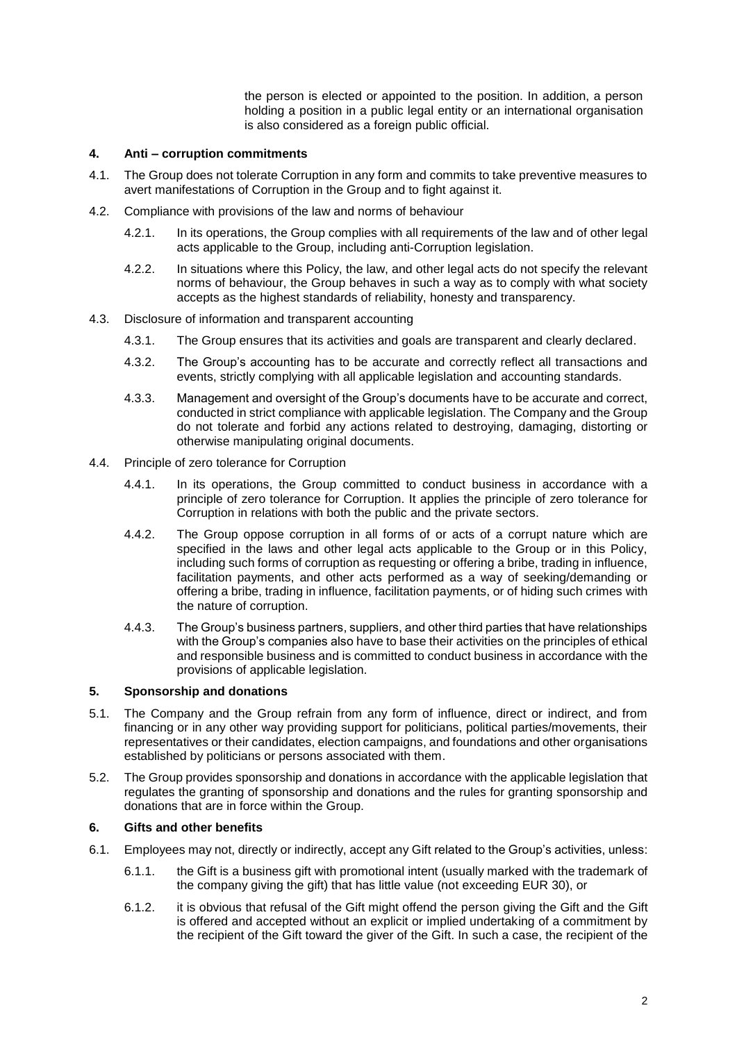the person is elected or appointed to the position. In addition, a person holding a position in a public legal entity or an international organisation is also considered as a foreign public official.

## 4. Anti – corruption commitments

4.1. The Group does not tolerate Corruption in any form and commits to take preventive measures to avert manifestations of Corruption in the Group and to fight against it.

4.2. Compliance with provisions of the law and norms of behaviour

4.2.1. In its operations, the Group complies with all requirements of the law and of other legal acts applicable to the Group, including anti-Corruption legislation.

4.2.2. In situations where this Policy, the law, and other legal acts do not specify the relevant norms of behaviour, the Group behaves in such a way as to comply with what society accepts as the highest standards of reliability, honesty and transparency.

4.3. Disclosure of information and transparent accounting

4.3.1. The Group ensures that its activities and goals are transparent and clearly declared.

4.3.2. The Group's accounting has to be accurate and correctly reflect all transactions and events, strictly complying with all applicable legislation and accounting standards.

4.3.3. Management and oversight of the Group's documents have to be accurate and correct, conducted in strict compliance with applicable legislation. The Company and the Group do not tolerate and forbid any actions related to destroying, damaging, distorting or otherwise manipulating original documents.

4.4. Principle of zero tolerance for Corruption

4.4.1. In its operations, the Group committed to conduct business in accordance with a principle of zero tolerance for Corruption. It applies the principle of zero tolerance for Corruption in relations with both the public and the private sectors.

4.4.2. The Group oppose corruption in all forms of or acts of a corrupt nature which are specified in the laws and other legal acts applicable to the Group or in this Policy, including such forms of corruption as requesting or offering a bribe, trading in influence, facilitation payments, and other acts performed as a way of seeking/demanding or offering a bribe, trading in influence, facilitation payments, or of hiding such crimes with the nature of corruption.

4.4.3. The Group's business partners, suppliers, and other third parties that have relationships with the Group's companies also have to base their activities on the principles of ethical and responsible business and is committed to conduct business in accordance with the provisions of applicable legislation.

## 5. Sponsorship and donations

5.1. The Company and the Group refrain from any form of influence, direct or indirect, and from financing or in any other way providing support for politicians, political parties/movements, their representatives or their candidates, election campaigns, and foundations and other organisations established by politicians or persons associated with them.

5.2. The Group provides sponsorship and donations in accordance with the applicable legislation that regulates the granting of sponsorship and donations and the rules for granting sponsorship and donations that are in force within the Group.

## 6. Gifts and other benefits

6.1. Employees may not, directly or indirectly, accept any Gift related to the Group's activities, unless:

6.1.1. the Gift is a business gift with promotional intent (usually marked with the trademark of the company giving the gift) that has little value (not exceeding EUR 30), or

6.1.2. it is obvious that refusal of the Gift might offend the person giving the Gift and the Gift is offered and accepted without an explicit or implied undertaking of a commitment by the recipient of the Gift toward the giver of the Gift. In such a case, the recipient of the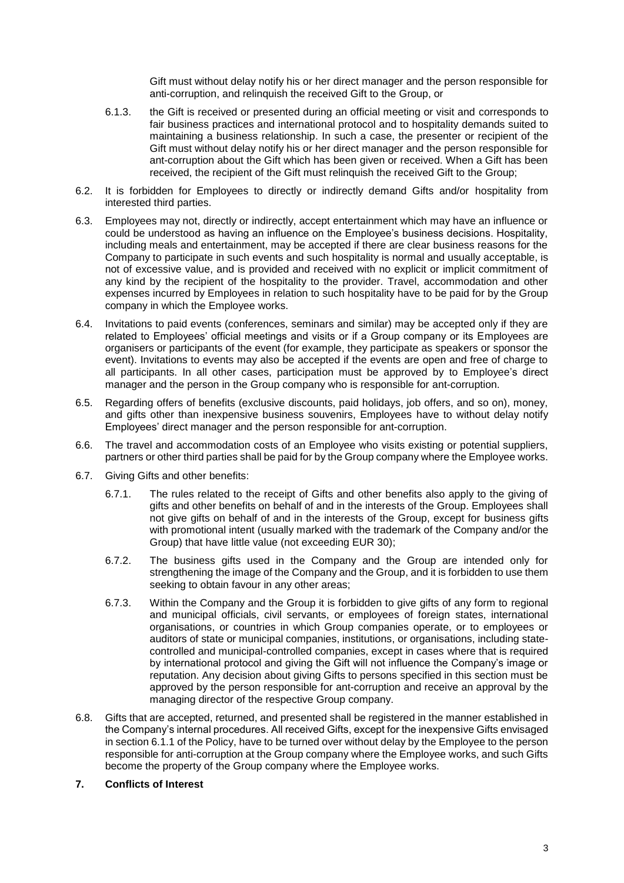Gift must without delay notify his or her direct manager and the person responsible for anti-corruption, and relinquish the received Gift to the Group, or

6.1.3. the Gift is received or presented during an official meeting or visit and corresponds to fair business practices and international protocol and to hospitality demands suited to maintaining a business relationship. In such a case, the presenter or recipient of the Gift must without delay notify his or her direct manager and the person responsible for ant-corruption about the Gift which has been given or received. When a Gift has been received, the recipient of the Gift must relinquish the received Gift to the Group;

6.2. It is forbidden for Employees to directly or indirectly demand Gifts and/or hospitality from interested third parties.

6.3. Employees may not, directly or indirectly, accept entertainment which may have an influence or could be understood as having an influence on the Employee's business decisions. Hospitality, including meals and entertainment, may be accepted if there are clear business reasons for the Company to participate in such events and such hospitality is normal and usually acceptable, is not of excessive value, and is provided and received with no explicit or implicit commitment of any kind by the recipient of the hospitality to the provider. Travel, accommodation and other expenses incurred by Employees in relation to such hospitality have to be paid for by the Group company in which the Employee works.

6.4. Invitations to paid events (conferences, seminars and similar) may be accepted only if they are related to Employees' official meetings and visits or if a Group company or its Employees are organisers or participants of the event (for example, they participate as speakers or sponsor the event). Invitations to events may also be accepted if the events are open and free of charge to all participants. In all other cases, participation must be approved by to Employee's direct manager and the person in the Group company who is responsible for ant-corruption.

6.5. Regarding offers of benefits (exclusive discounts, paid holidays, job offers, and so on), money, and gifts other than inexpensive business souvenirs, Employees have to without delay notify Employees' direct manager and the person responsible for ant-corruption.

6.6. The travel and accommodation costs of an Employee who visits existing or potential suppliers, partners or other third parties shall be paid for by the Group company where the Employee works.

6.7. Giving Gifts and other benefits:

6.7.1. The rules related to the receipt of Gifts and other benefits also apply to the giving of gifts and other benefits on behalf of and in the interests of the Group. Employees shall not give gifts on behalf of and in the interests of the Group, except for business gifts with promotional intent (usually marked with the trademark of the Company and/or the Group) that have little value (not exceeding EUR 30);

6.7.2. The business gifts used in the Company and the Group are intended only for strengthening the image of the Company and the Group, and it is forbidden to use them seeking to obtain favour in any other areas;

6.7.3. Within the Company and the Group it is forbidden to give gifts of any form to regional and municipal officials, civil servants, or employees of foreign states, international organisations, or countries in which Group companies operate, or to employees or auditors of state or municipal companies, institutions, or organisations, including state-controlled and municipal-controlled companies, except in cases where that is required by international protocol and giving the Gift will not influence the Company's image or reputation. Any decision about giving Gifts to persons specified in this section must be approved by the person responsible for ant-corruption and receive an approval by the managing director of the respective Group company.

6.8. Gifts that are accepted, returned, and presented shall be registered in the manner established in the Company's internal procedures. All received Gifts, except for the inexpensive Gifts envisaged in section 6.1.1 of the Policy, have to be turned over without delay by the Employee to the person responsible for anti-corruption at the Group company where the Employee works, and such Gifts become the property of the Group company where the Employee works.

## 7. Conflicts of Interest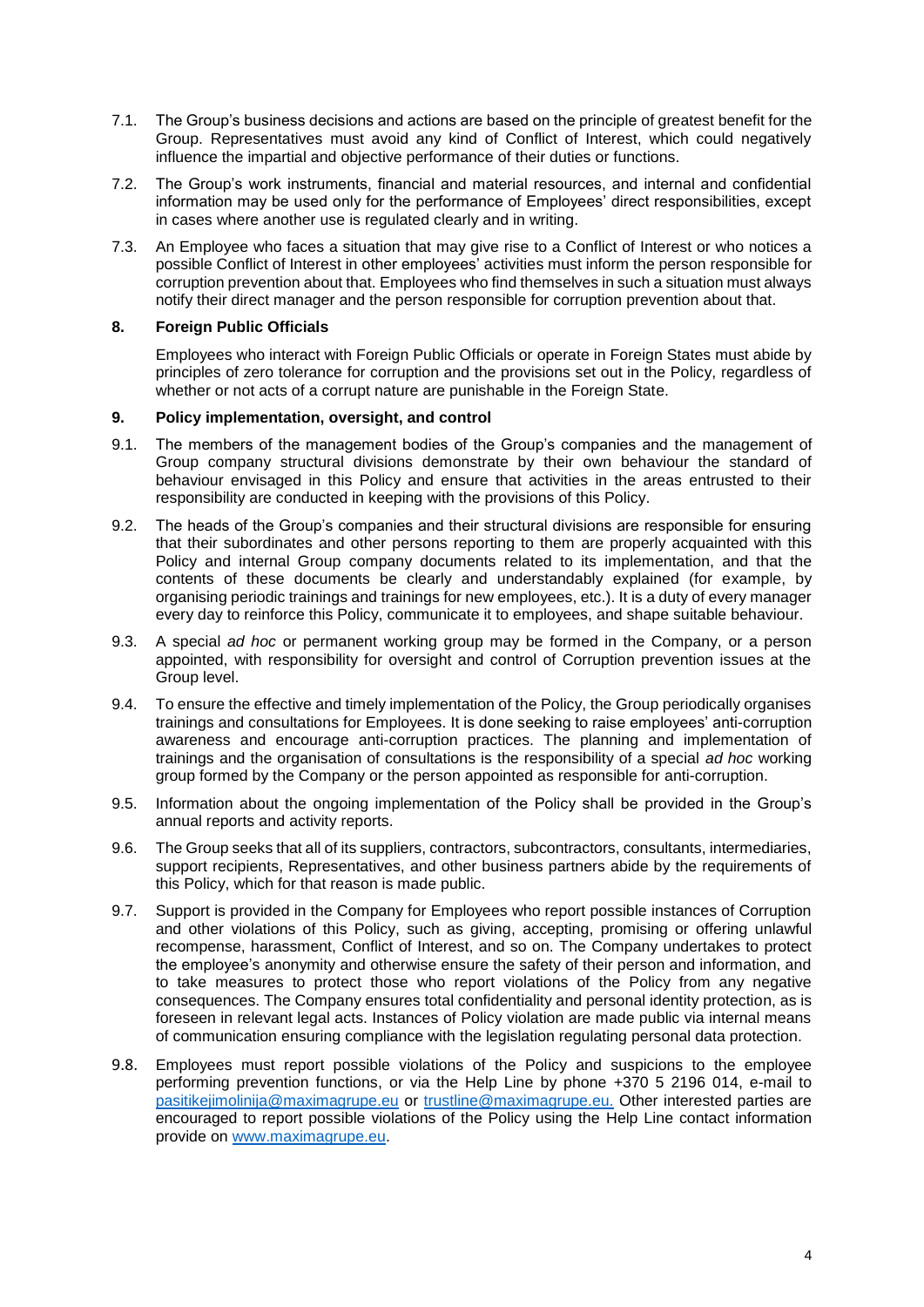7.1. The Group's business decisions and actions are based on the principle of greatest benefit for the Group. Representatives must avoid any kind of Conflict of Interest, which could negatively influence the impartial and objective performance of their duties or functions.

7.2. The Group's work instruments, financial and material resources, and internal and confidential information may be used only for the performance of Employees' direct responsibilities, except in cases where another use is regulated clearly and in writing.

7.3. An Employee who faces a situation that may give rise to a Conflict of Interest or who notices a possible Conflict of Interest in other employees' activities must inform the person responsible for corruption prevention about that. Employees who find themselves in such a situation must always notify their direct manager and the person responsible for corruption prevention about that.

## 8. Foreign Public Officials

Employees who interact with Foreign Public Officials or operate in Foreign States must abide by principles of zero tolerance for corruption and the provisions set out in the Policy, regardless of whether or not acts of a corrupt nature are punishable in the Foreign State.

## 9. Policy implementation, oversight, and control

9.1. The members of the management bodies of the Group's companies and the management of Group company structural divisions demonstrate by their own behaviour the standard of behaviour envisaged in this Policy and ensure that activities in the areas entrusted to their responsibility are conducted in keeping with the provisions of this Policy.

9.2. The heads of the Group's companies and their structural divisions are responsible for ensuring that their subordinates and other persons reporting to them are properly acquainted with this Policy and internal Group company documents related to its implementation, and that the contents of these documents be clearly and understandably explained (for example, by organising periodic trainings and trainings for new employees, etc.). It is a duty of every manager every day to reinforce this Policy, communicate it to employees, and shape suitable behaviour.

9.3. A special *ad hoc* or permanent working group may be formed in the Company, or a person appointed, with responsibility for oversight and control of Corruption prevention issues at the Group level.

9.4. To ensure the effective and timely implementation of the Policy, the Group periodically organises trainings and consultations for Employees. It is done seeking to raise employees' anti-corruption awareness and encourage anti-corruption practices. The planning and implementation of trainings and the organisation of consultations is the responsibility of a special *ad hoc* working group formed by the Company or the person appointed as responsible for anti-corruption.

9.5. Information about the ongoing implementation of the Policy shall be provided in the Group's annual reports and activity reports.

9.6. The Group seeks that all of its suppliers, contractors, subcontractors, consultants, intermediaries, support recipients, Representatives, and other business partners abide by the requirements of this Policy, which for that reason is made public.

9.7. Support is provided in the Company for Employees who report possible instances of Corruption and other violations of this Policy, such as giving, accepting, promising or offering unlawful recompense, harassment, Conflict of Interest, and so on. The Company undertakes to protect the employee's anonymity and otherwise ensure the safety of their person and information, and to take measures to protect those who report violations of the Policy from any negative consequences. The Company ensures total confidentiality and personal identity protection, as is foreseen in relevant legal acts. Instances of Policy violation are made public via internal means of communication ensuring compliance with the legislation regulating personal data protection.

9.8. Employees must report possible violations of the Policy and suspicions to the employee performing prevention functions, or via the Help Line by phone +370 5 2196 014, e-mail to pasitikejimolinija@maximagrupe.eu or trustline@maximagrupe.eu. Other interested parties are encouraged to report possible violations of the Policy using the Help Line contact information provide on www.maximagrupe.eu.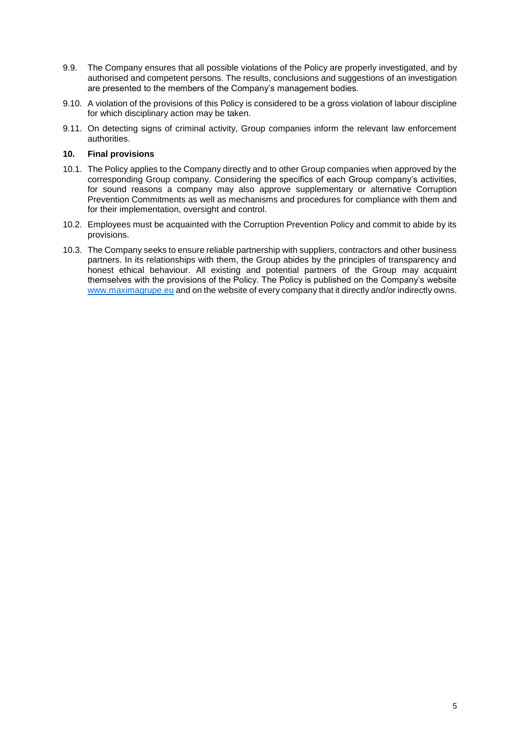9.9. The Company ensures that all possible violations of the Policy are properly investigated, and by authorised and competent persons. The results, conclusions and suggestions of an investigation are presented to the members of the Company's management bodies.

9.10. A violation of the provisions of this Policy is considered to be a gross violation of labour discipline for which disciplinary action may be taken.

9.11. On detecting signs of criminal activity, Group companies inform the relevant law enforcement authorities.

## 10. Final provisions

10.1. The Policy applies to the Company directly and to other Group companies when approved by the corresponding Group company. Considering the specifics of each Group company's activities, for sound reasons a company may also approve supplementary or alternative Corruption Prevention Commitments as well as mechanisms and procedures for compliance with them and for their implementation, oversight and control.

10.2. Employees must be acquainted with the Corruption Prevention Policy and commit to abide by its provisions.

10.3. The Company seeks to ensure reliable partnership with suppliers, contractors and other business partners. In its relationships with them, the Group abides by the principles of transparency and honest ethical behaviour. All existing and potential partners of the Group may acquaint themselves with the provisions of the Policy. The Policy is published on the Company's website [www.maximagrupe.eu](http://www.maximagrupe.eu) and on the website of every company that it directly and/or indirectly owns.